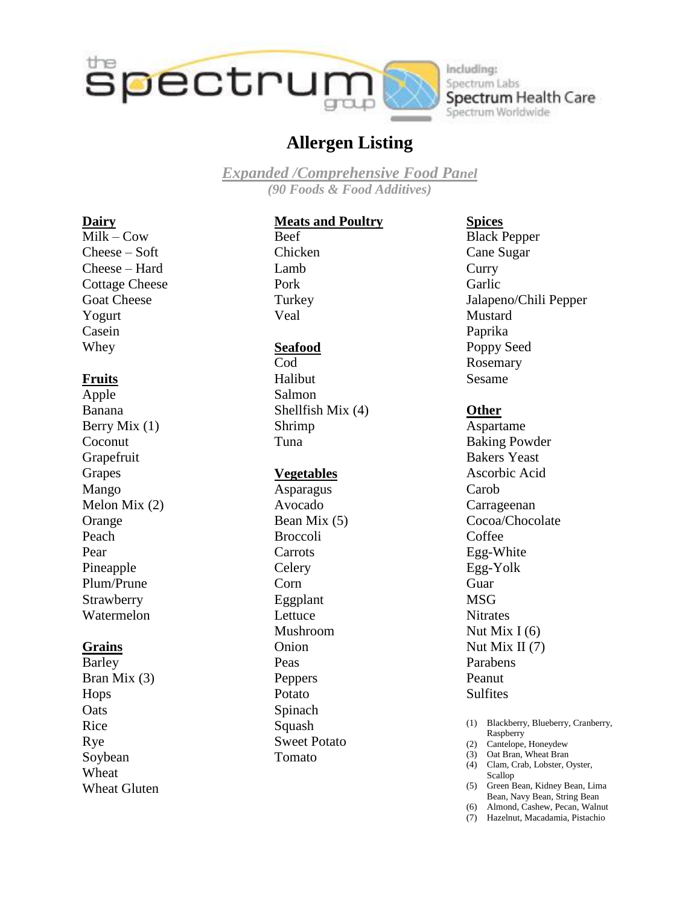# Allergen Listing

***Expanded /Comprehensive Food Panel***

*(90 Foods & Food Additives)*

**Dairy**
- Milk – Cow
- Cheese – Soft
- Cheese – Hard
- Cottage Cheese
- Goat Cheese
- Yogurt
- Casein
- Whey

**Fruits**
- Apple
- Banana
- Berry Mix (1)
- Coconut
- Grapefruit
- Grapes
- Mango
- Melon Mix (2)
- Orange
- Peach
- Pear
- Pineapple
- Plum/Prune
- Strawberry
- Watermelon

**Grains**
- Barley
- Bran Mix (3)
- Hops
- Oats
- Rice
- Rye
- Soybean
- Wheat
- Wheat Gluten

**Meats and Poultry**
- Beef
- Chicken
- Lamb
- Pork
- Turkey
- Veal

**Seafood**
- Cod
- Halibut
- Salmon
- Shellfish Mix (4)
- Shrimp
- Tuna

**Vegetables**
- Asparagus
- Avocado
- Bean Mix (5)
- Broccoli
- Carrots
- Celery
- Corn
- Eggplant
- Lettuce
- Mushroom
- Onion
- Peas
- Peppers
- Potato
- Spinach
- Squash
- Sweet Potato
- Tomato

**Spices**
- Black Pepper
- Cane Sugar
- Curry
- Garlic
- Jalapeno/Chili Pepper
- Mustard
- Paprika
- Poppy Seed
- Rosemary
- Sesame

**Other**
- Aspartame
- Baking Powder
- Bakers Yeast
- Ascorbic Acid
- Carob
- Carrageenan
- Cocoa/Chocolate
- Coffee
- Egg-White
- Egg-Yolk
- Guar
- MSG
- Nitrates
- Nut Mix I (6)
- Nut Mix II (7)
- Parabens
- Peanut
- Sulfites

(1) Blackberry, Blueberry, Cranberry, Raspberry
(2) Cantelope, Honeydew
(3) Oat Bran, Wheat Bran
(4) Clam, Crab, Lobster, Oyster, Scallop
(5) Green Bean, Kidney Bean, Lima Bean, Navy Bean, String Bean
(6) Almond, Cashew, Pecan, Walnut
(7) Hazelnut, Macadamia, Pistachio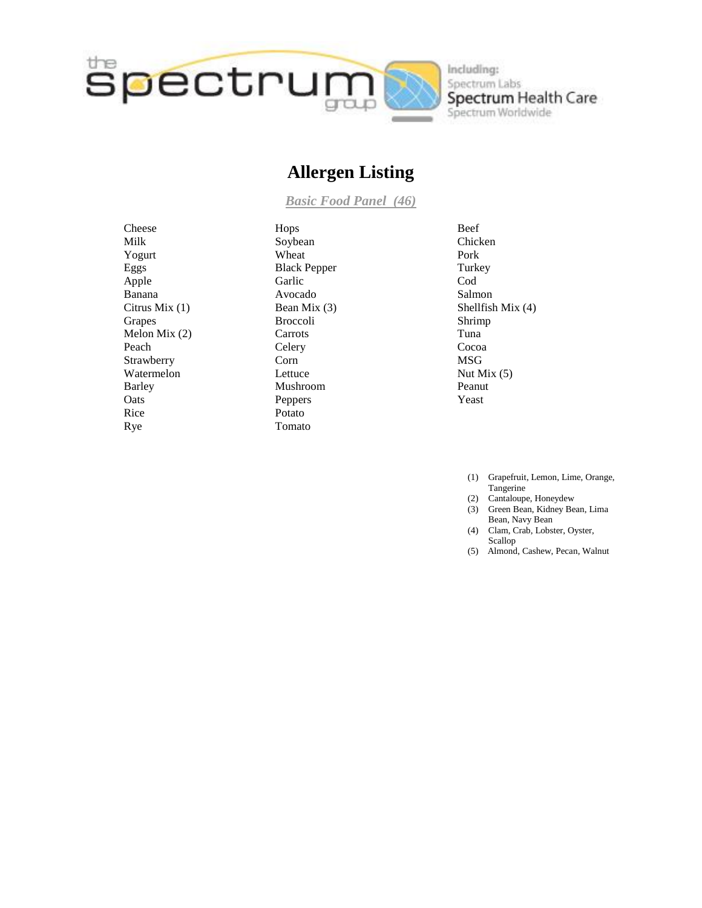# Allergen Listing

## *Basic Food Panel (46)*

Cheese
Milk
Yogurt
Eggs
Apple
Banana
Citrus Mix (1)
Grapes
Melon Mix (2)
Peach
Strawberry
Watermelon
Barley
Oats
Rice
Rye

Hops
Soybean
Wheat
Black Pepper
Garlic
Avocado
Bean Mix (3)
Broccoli
Carrots
Celery
Corn
Lettuce
Mushroom
Peppers
Potato
Tomato

Beef
Chicken
Pork
Turkey
Cod
Salmon
Shellfish Mix (4)
Shrimp
Tuna
Cocoa
MSG
Nut Mix (5)
Peanut
Yeast

(1) Grapefruit, Lemon, Lime, Orange, Tangerine
(2) Cantaloupe, Honeydew
(3) Green Bean, Kidney Bean, Lima Bean, Navy Bean
(4) Clam, Crab, Lobster, Oyster, Scallop
(5) Almond, Cashew, Pecan, Walnut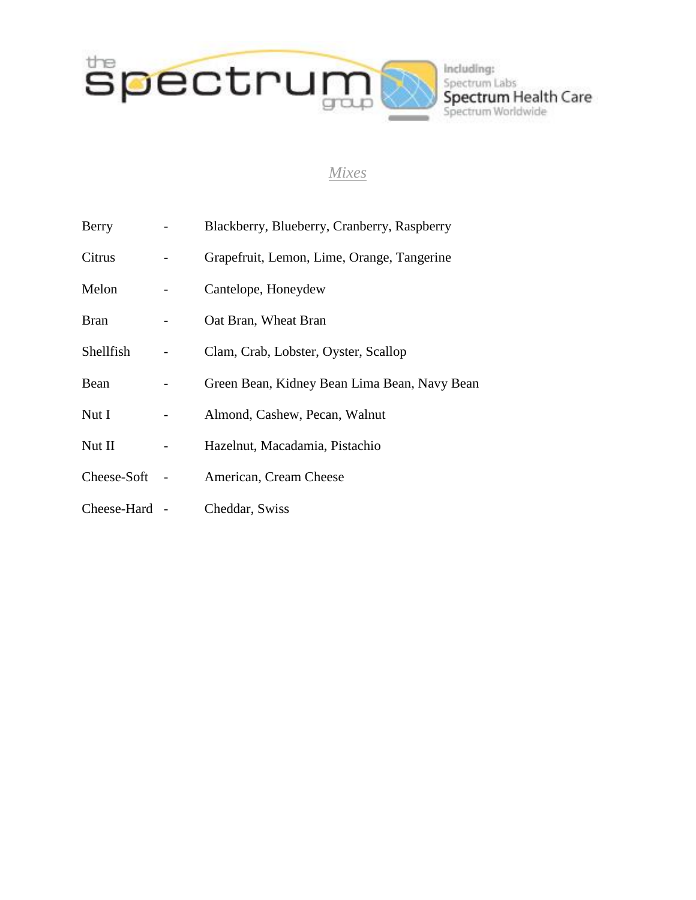*Mixes*

| | | |
|---|---|---|
| Berry | - | Blackberry, Blueberry, Cranberry, Raspberry |
| Citrus | - | Grapefruit, Lemon, Lime, Orange, Tangerine |
| Melon | - | Cantelope, Honeydew |
| Bran | - | Oat Bran, Wheat Bran |
| Shellfish | - | Clam, Crab, Lobster, Oyster, Scallop |
| Bean | - | Green Bean, Kidney Bean Lima Bean, Navy Bean |
| Nut I | - | Almond, Cashew, Pecan, Walnut |
| Nut II | - | Hazelnut, Macadamia, Pistachio |
| Cheese-Soft | - | American, Cream Cheese |
| Cheese-Hard | - | Cheddar, Swiss |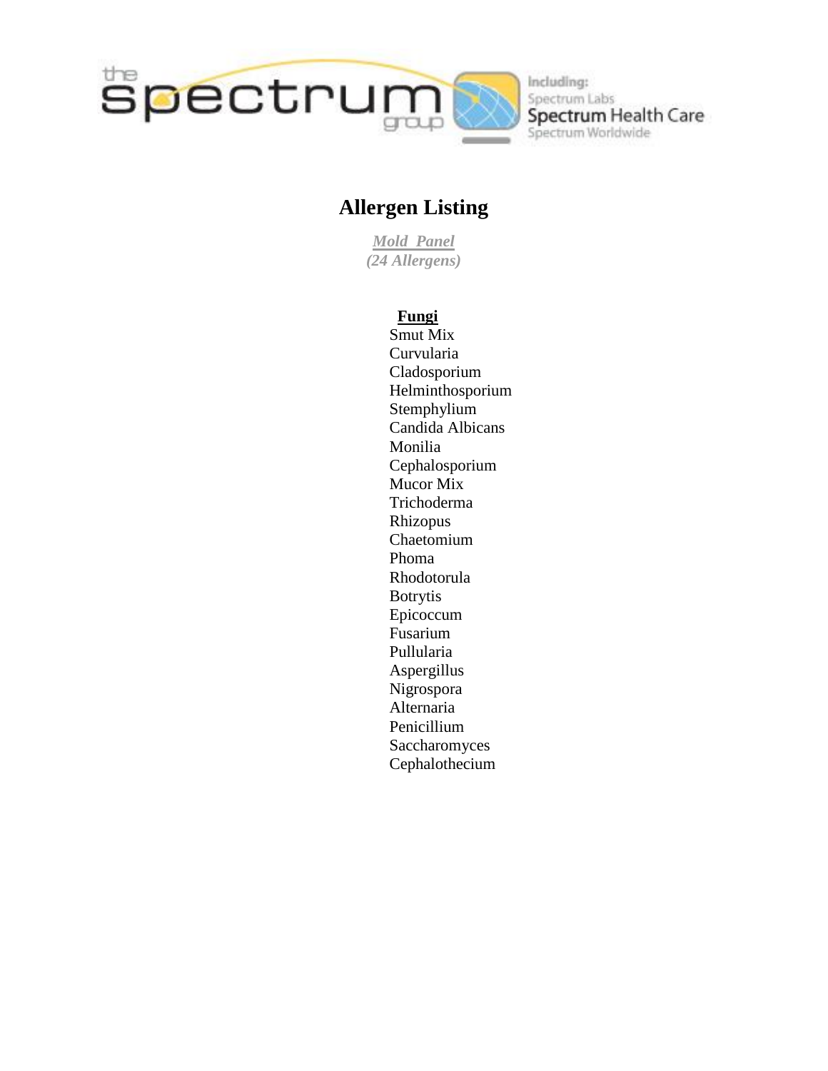the spectrum group

Including:
Spectrum Labs
Spectrum Health Care
Spectrum Worldwide

# Allergen Listing

*Mold Panel*
*(24 Allergens)*

**Fungi**

Smut Mix
Curvularia
Cladosporium
Helminthosporium
Stemphylium
Candida Albicans
Monilia
Cephalosporium
Mucor Mix
Trichoderma
Rhizopus
Chaetomium
Phoma
Rhodotorula
Botrytis
Epicoccum
Fusarium
Pullularia
Aspergillus
Nigrospora
Alternaria
Penicillium
Saccharomyces
Cephalothecium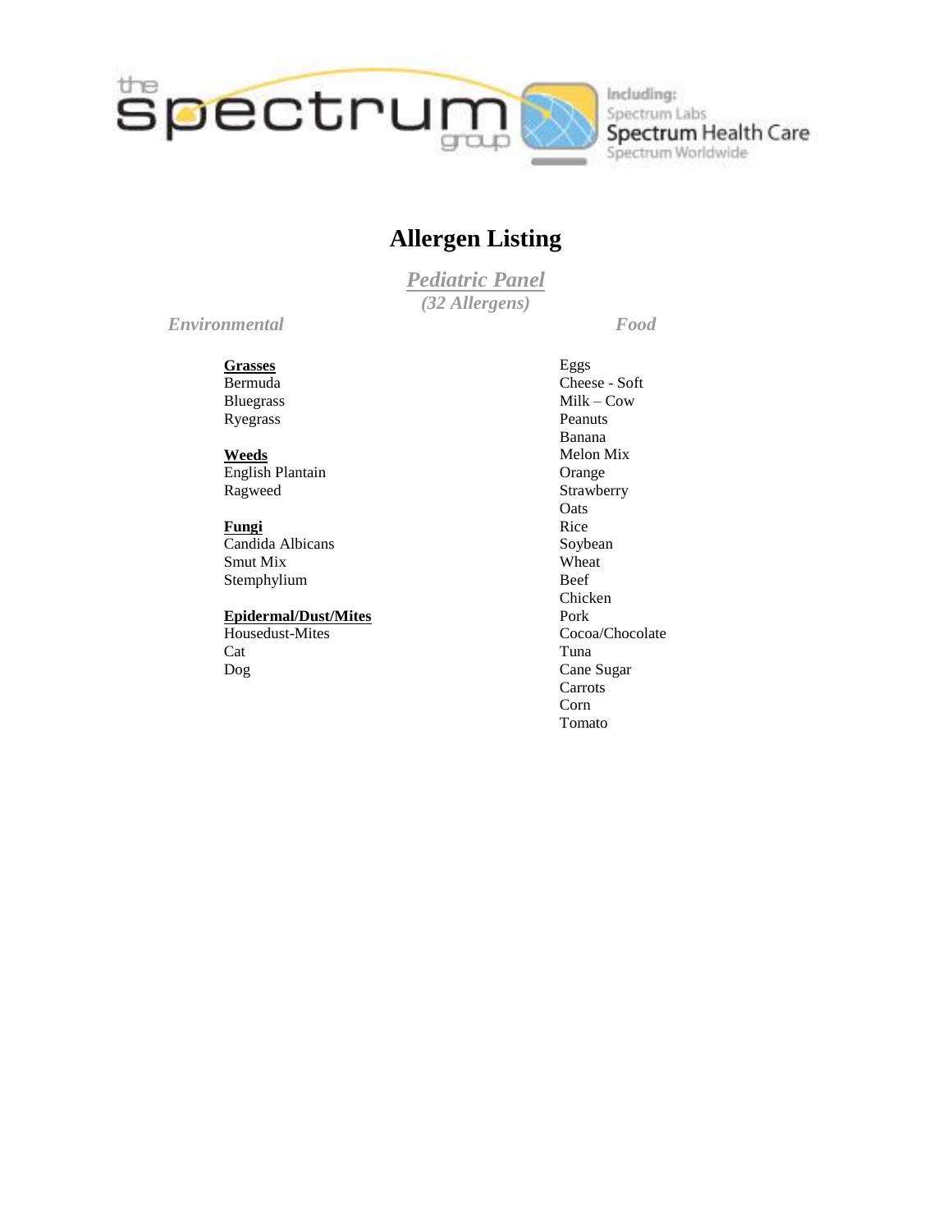# Allergen Listing

## *Pediatric Panel*

*(32 Allergens)*

### *Environmental*

**Grasses**

Bermuda
Bluegrass
Ryegrass

**Weeds**

English Plantain
Ragweed

**Fungi**

Candida Albicans
Smut Mix
Stemphylium

**Epidermal/Dust/Mites**

Housedust-Mites
Cat
Dog

### *Food*

Eggs
Cheese - Soft
Milk – Cow
Peanuts
Banana
Melon Mix
Orange
Strawberry
Oats
Rice
Soybean
Wheat
Beef
Chicken
Pork
Cocoa/Chocolate
Tuna
Cane Sugar
Carrots
Corn
Tomato